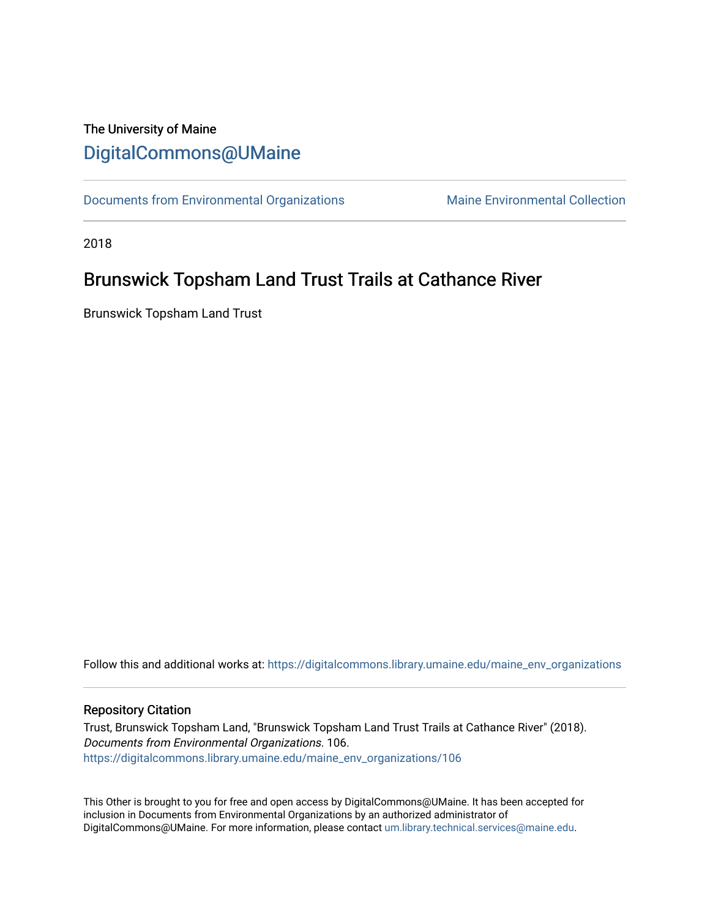The University of Maine

# DigitalCommons@UMaine

Documents from Environmental Organizations | Maine Environmental Collection

2018

## Brunswick Topsham Land Trust Trails at Cathance River

Brunswick Topsham Land Trust

Follow this and additional works at: https://digitalcommons.library.umaine.edu/maine_env_organizations

### Repository Citation

Trust, Brunswick Topsham Land, "Brunswick Topsham Land Trust Trails at Cathance River" (2018). *Documents from Environmental Organizations*. 106.
https://digitalcommons.library.umaine.edu/maine_env_organizations/106

This Other is brought to you for free and open access by DigitalCommons@UMaine. It has been accepted for inclusion in Documents from Environmental Organizations by an authorized administrator of DigitalCommons@UMaine. For more information, please contact um.library.technical.services@maine.edu.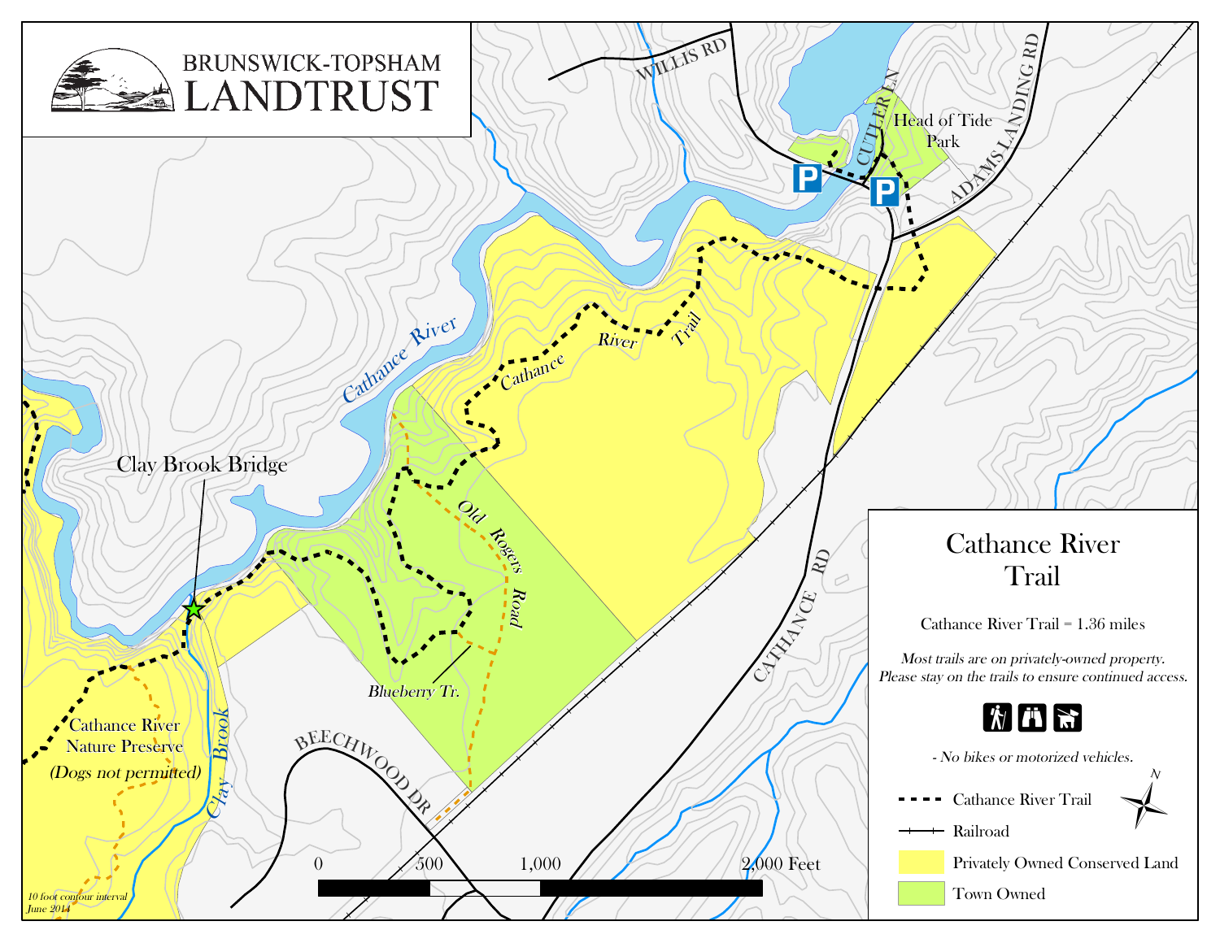BRUNSWICK-TOPSHAM
LANDTRUST

# Cathance River Trail

Cathance River Trail = 1.36 miles

*Most trails are on privately-owned property.*
*Please stay on the trails to ensure continued access.*

*- No bikes or motorized vehicles.*

Cathance River Trail

Railroad

Privately Owned Conserved Land

Town Owned

N

0 500 1,000 2,000 Feet

WILLIS RD

CUTLER LN

Head of Tide Park

ADAMS LANDING RD

Cathance River

Cathance River Trail

Clay Brook Bridge

Old Rogers Road

Blueberry Tr.

CATHANCE RD

BEECHWOOD DR

Cathance River Nature Preserve
*(Dogs not permitted)*

Clay Brook

10 foot contour interval
June 2014